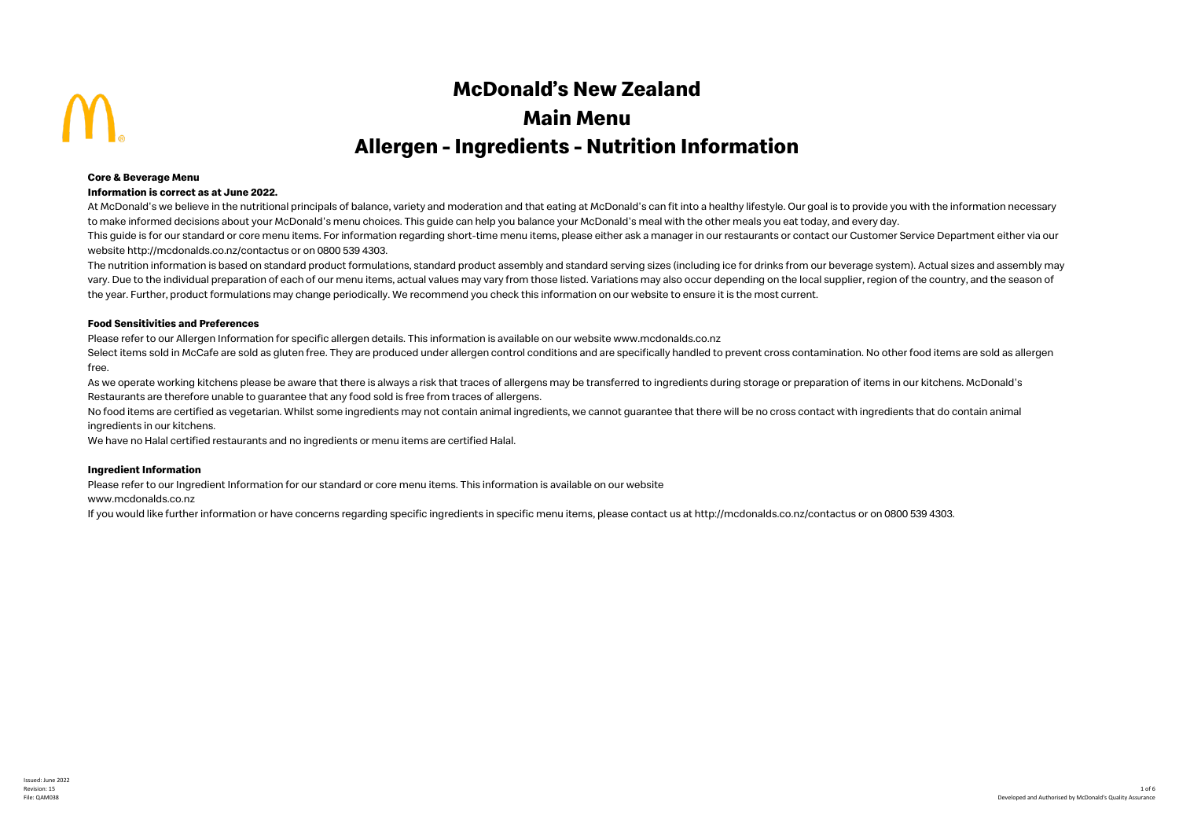# McDonald's New Zealand

# Main Menu

# Allergen - Ingredients - Nutrition Information

**Core & Beverage Menu**

**Information is correct as at June 2022.**

At McDonald's we believe in the nutritional principals of balance, variety and moderation and that eating at McDonald's can fit into a healthy lifestyle. Our goal is to provide you with the information necessary to make informed decisions about your McDonald's menu choices. This guide can help you balance your McDonald's meal with the other meals you eat today, and every day.

This guide is for our standard or core menu items. For information regarding short-time menu items, please either ask a manager in our restaurants or contact our Customer Service Department either via our website http://mcdonalds.co.nz/contactus or on 0800 539 4303.

The nutrition information is based on standard product formulations, standard product assembly and standard serving sizes (including ice for drinks from our beverage system). Actual sizes and assembly may vary. Due to the individual preparation of each of our menu items, actual values may vary from those listed. Variations may also occur depending on the local supplier, region of the country, and the season of the year. Further, product formulations may change periodically. We recommend you check this information on our website to ensure it is the most current.

**Food Sensitivities and Preferences**

Please refer to our Allergen Information for specific allergen details. This information is available on our website www.mcdonalds.co.nz

Select items sold in McCafe are sold as gluten free. They are produced under allergen control conditions and are specifically handled to prevent cross contamination. No other food items are sold as allergen free.

As we operate working kitchens please be aware that there is always a risk that traces of allergens may be transferred to ingredients during storage or preparation of items in our kitchens. McDonald's Restaurants are therefore unable to guarantee that any food sold is free from traces of allergens.

No food items are certified as vegetarian. Whilst some ingredients may not contain animal ingredients, we cannot guarantee that there will be no cross contact with ingredients that do contain animal ingredients in our kitchens.

We have no Halal certified restaurants and no ingredients or menu items are certified Halal.

**Ingredient Information**

Please refer to our Ingredient Information for our standard or core menu items. This information is available on our website
www.mcdonalds.co.nz

If you would like further information or have concerns regarding specific ingredients in specific menu items, please contact us at http://mcdonalds.co.nz/contactus or on 0800 539 4303.

Issued: June 2022
Revision: 15
File: QAM038

Developed and Authorised by McDonald's Quality Assurance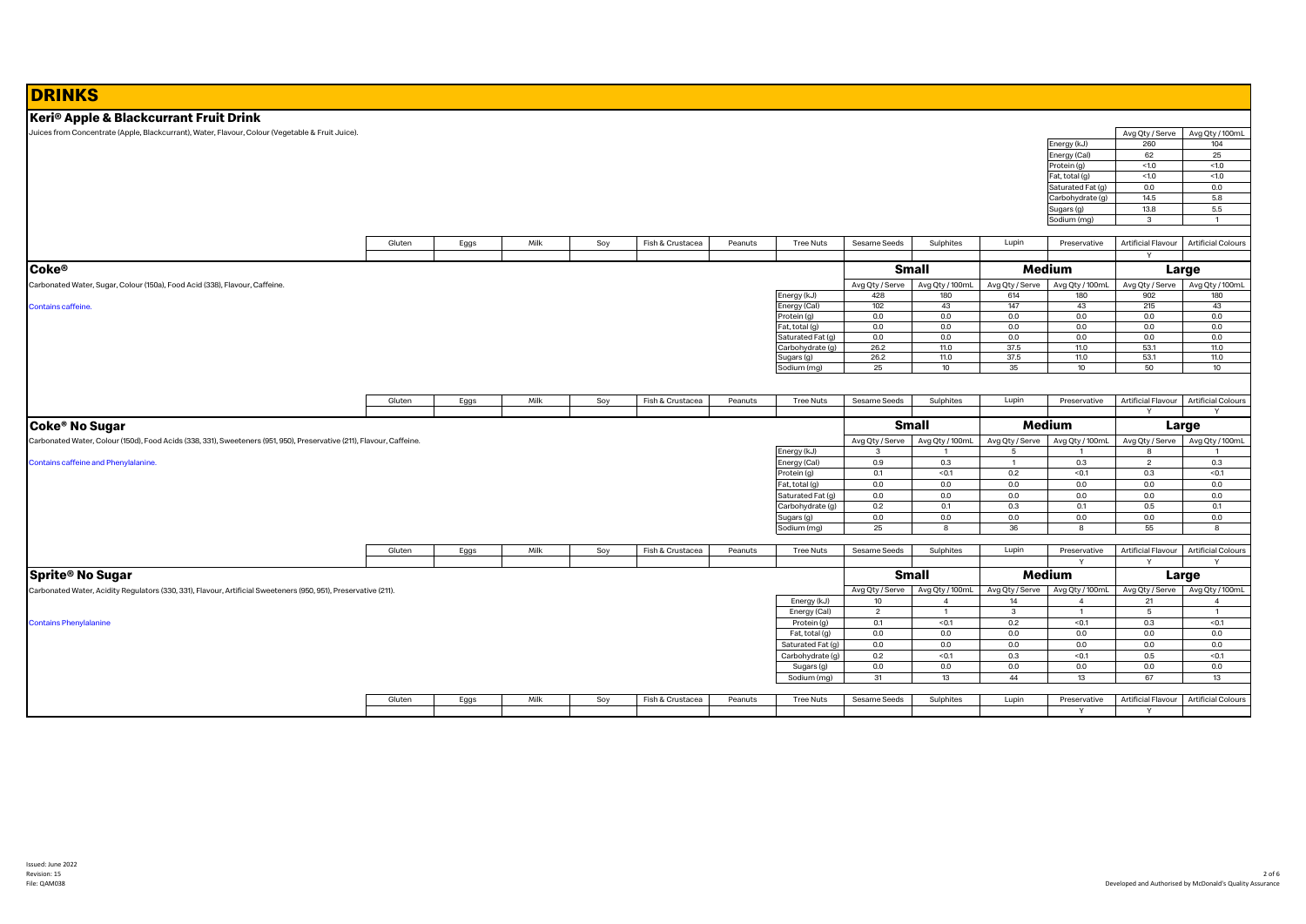# DRINKS

## Keri® Apple & Blackcurrant Fruit Drink

Juices from Concentrate (Apple, Blackcurrant), Water, Flavour, Colour (Vegetable & Fruit Juice).

| | Avg Qty / Serve | Avg Qty / 100mL |
|---|---|---|
| Energy (kJ) | 260 | 104 |
| Energy (Cal) | 62 | 25 |
| Protein (g) | <1.0 | <1.0 |
| Fat, total (g) | <1.0 | <1.0 |
| Saturated Fat (g) | 0.0 | 0.0 |
| Carbohydrate (g) | 14.5 | 5.8 |
| Sugars (g) | 13.8 | 5.5 |
| Sodium (mg) | 3 | 1 |

| Gluten | Eggs | Milk | Soy | Fish & Crustacea | Peanuts | Tree Nuts | Sesame Seeds | Sulphites | Lupin | Preservative | Artificial Flavour | Artificial Colours |
|---|---|---|---|---|---|---|---|---|---|---|---|---|
| | | | | | | | | | | | Y | |

## Coke®

Carbonated Water, Sugar, Colour (150a), Food Acid (338), Flavour, Caffeine.

Contains caffeine.

| | Small | | Medium | | Large | |
|---|---|---|---|---|---|---|
| | Avg Qty / Serve | Avg Qty / 100mL | Avg Qty / Serve | Avg Qty / 100mL | Avg Qty / Serve | Avg Qty / 100mL |
| Energy (kJ) | 428 | 180 | 614 | 180 | 902 | 180 |
| Energy (Cal) | 102 | 43 | 147 | 43 | 215 | 43 |
| Protein (g) | 0.0 | 0.0 | 0.0 | 0.0 | 0.0 | 0.0 |
| Fat, total (g) | 0.0 | 0.0 | 0.0 | 0.0 | 0.0 | 0.0 |
| Saturated Fat (g) | 0.0 | 0.0 | 0.0 | 0.0 | 0.0 | 0.0 |
| Carbohydrate (g) | 26.2 | 11.0 | 37.5 | 11.0 | 53.1 | 11.0 |
| Sugars (g) | 26.2 | 11.0 | 37.5 | 11.0 | 53.1 | 11.0 |
| Sodium (mg) | 25 | 10 | 35 | 10 | 50 | 10 |

| Gluten | Eggs | Milk | Soy | Fish & Crustacea | Peanuts | Tree Nuts | Sesame Seeds | Sulphites | Lupin | Preservative | Artificial Flavour | Artificial Colours |
|---|---|---|---|---|---|---|---|---|---|---|---|---|
| | | | | | | | | | | | Y | Y |

## Coke® No Sugar

Carbonated Water, Colour (150d), Food Acids (338, 331), Sweeteners (951, 950), Preservative (211), Flavour, Caffeine.

Contains caffeine and Phenylalanine.

| | Small | | Medium | | Large | |
|---|---|---|---|---|---|---|
| | Avg Qty / Serve | Avg Qty / 100mL | Avg Qty / Serve | Avg Qty / 100mL | Avg Qty / Serve | Avg Qty / 100mL |
| Energy (kJ) | 3 | 1 | 5 | 1 | 8 | 1 |
| Energy (Cal) | 0.9 | 0.3 | 1 | 0.3 | 2 | 0.3 |
| Protein (g) | 0.1 | <0.1 | 0.2 | <0.1 | 0.3 | <0.1 |
| Fat, total (g) | 0.0 | 0.0 | 0.0 | 0.0 | 0.0 | 0.0 |
| Saturated Fat (g) | 0.0 | 0.0 | 0.0 | 0.0 | 0.0 | 0.0 |
| Carbohydrate (g) | 0.2 | 0.1 | 0.3 | 0.1 | 0.5 | 0.1 |
| Sugars (g) | 0.0 | 0.0 | 0.0 | 0.0 | 0.0 | 0.0 |
| Sodium (mg) | 25 | 8 | 36 | 8 | 55 | 8 |

| Gluten | Eggs | Milk | Soy | Fish & Crustacea | Peanuts | Tree Nuts | Sesame Seeds | Sulphites | Lupin | Preservative | Artificial Flavour | Artificial Colours |
|---|---|---|---|---|---|---|---|---|---|---|---|---|
| | | | | | | | | | | Y | Y | Y |

## Sprite® No Sugar

Carbonated Water, Acidity Regulators (330, 331), Flavour, Artificial Sweeteners (950, 951), Preservative (211).

Contains Phenylalanine

| | Small | | Medium | | Large | |
|---|---|---|---|---|---|---|
| | Avg Qty / Serve | Avg Qty / 100mL | Avg Qty / Serve | Avg Qty / 100mL | Avg Qty / Serve | Avg Qty / 100mL |
| Energy (kJ) | 10 | 4 | 14 | 4 | 21 | 4 |
| Energy (Cal) | 2 | 1 | 3 | 1 | 5 | 1 |
| Protein (g) | 0.1 | <0.1 | 0.2 | <0.1 | 0.3 | <0.1 |
| Fat, total (g) | 0.0 | 0.0 | 0.0 | 0.0 | 0.0 | 0.0 |
| Saturated Fat (g) | 0.0 | 0.0 | 0.0 | 0.0 | 0.0 | 0.0 |
| Carbohydrate (g) | 0.2 | <0.1 | 0.3 | <0.1 | 0.5 | <0.1 |
| Sugars (g) | 0.0 | 0.0 | 0.0 | 0.0 | 0.0 | 0.0 |
| Sodium (mg) | 31 | 13 | 44 | 13 | 67 | 13 |

| Gluten | Eggs | Milk | Soy | Fish & Crustacea | Peanuts | Tree Nuts | Sesame Seeds | Sulphites | Lupin | Preservative | Artificial Flavour | Artificial Colours |
|---|---|---|---|---|---|---|---|---|---|---|---|---|
| | | | | | | | | | | Y | Y | |

Issued: June 2022
Revision: 15
File: QAM038

Developed and Authorised by McDonald's Quality Assurance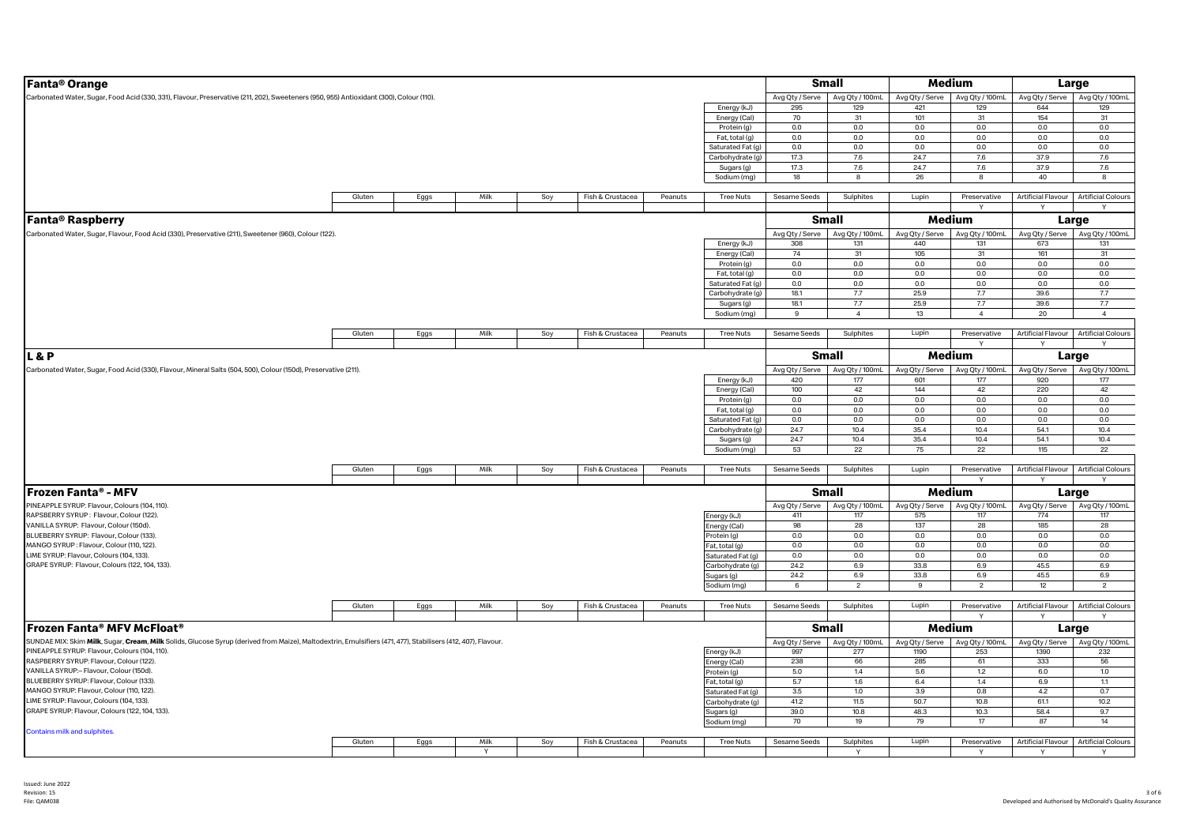## Fanta® Orange

Carbonated Water, Sugar, Food Acid (330, 331), Flavour, Preservative (211, 202), Sweeteners (950, 955) Antioxidant (300), Colour (110).

| | Small | | Medium | | Large | |
|---|---|---|---|---|---|---|
| | Avg Qty / Serve | Avg Qty / 100mL | Avg Qty / Serve | Avg Qty / 100mL | Avg Qty / Serve | Avg Qty / 100mL |
| Energy (kJ) | 295 | 129 | 421 | 129 | 644 | 129 |
| Energy (Cal) | 70 | 31 | 101 | 31 | 154 | 31 |
| Protein (g) | 0.0 | 0.0 | 0.0 | 0.0 | 0.0 | 0.0 |
| Fat, total (g) | 0.0 | 0.0 | 0.0 | 0.0 | 0.0 | 0.0 |
| Saturated Fat (g) | 0.0 | 0.0 | 0.0 | 0.0 | 0.0 | 0.0 |
| Carbohydrate (g) | 17.3 | 7.6 | 24.7 | 7.6 | 37.9 | 7.6 |
| Sugars (g) | 17.3 | 7.6 | 24.7 | 7.6 | 37.9 | 7.6 |
| Sodium (mg) | 18 | 8 | 26 | 8 | 40 | 8 |

| Gluten | Eggs | Milk | Soy | Fish & Crustacea | Peanuts | Tree Nuts | Sesame Seeds | Sulphites | Lupin | Preservative | Artificial Flavour | Artificial Colours |
|---|---|---|---|---|---|---|---|---|---|---|---|---|
| | | | | | | | | | | Y | Y | Y |

## Fanta® Raspberry

Carbonated Water, Sugar, Flavour, Food Acid (330), Preservative (211), Sweetener (960), Colour (122).

| | Small | | Medium | | Large | |
|---|---|---|---|---|---|---|
| | Avg Qty / Serve | Avg Qty / 100mL | Avg Qty / Serve | Avg Qty / 100mL | Avg Qty / Serve | Avg Qty / 100mL |
| Energy (kJ) | 308 | 131 | 440 | 131 | 673 | 131 |
| Energy (Cal) | 74 | 31 | 105 | 31 | 161 | 31 |
| Protein (g) | 0.0 | 0.0 | 0.0 | 0.0 | 0.0 | 0.0 |
| Fat, total (g) | 0.0 | 0.0 | 0.0 | 0.0 | 0.0 | 0.0 |
| Saturated Fat (g) | 0.0 | 0.0 | 0.0 | 0.0 | 0.0 | 0.0 |
| Carbohydrate (g) | 18.1 | 7.7 | 25.9 | 7.7 | 39.6 | 7.7 |
| Sugars (g) | 18.1 | 7.7 | 25.9 | 7.7 | 39.6 | 7.7 |
| Sodium (mg) | 9 | 4 | 13 | 4 | 20 | 4 |

| Gluten | Eggs | Milk | Soy | Fish & Crustacea | Peanuts | Tree Nuts | Sesame Seeds | Sulphites | Lupin | Preservative | Artificial Flavour | Artificial Colours |
|---|---|---|---|---|---|---|---|---|---|---|---|---|
| | | | | | | | | | | Y | Y | Y |

## L & P

Carbonated Water, Sugar, Food Acid (330), Flavour, Mineral Salts (504, 500), Colour (150d), Preservative (211).

| | Small | | Medium | | Large | |
|---|---|---|---|---|---|---|
| | Avg Qty / Serve | Avg Qty / 100mL | Avg Qty / Serve | Avg Qty / 100mL | Avg Qty / Serve | Avg Qty / 100mL |
| Energy (kJ) | 420 | 177 | 601 | 177 | 920 | 177 |
| Energy (Cal) | 100 | 42 | 144 | 42 | 220 | 42 |
| Protein (g) | 0.0 | 0.0 | 0.0 | 0.0 | 0.0 | 0.0 |
| Fat, total (g) | 0.0 | 0.0 | 0.0 | 0.0 | 0.0 | 0.0 |
| Saturated Fat (g) | 0.0 | 0.0 | 0.0 | 0.0 | 0.0 | 0.0 |
| Carbohydrate (g) | 24.7 | 10.4 | 35.4 | 10.4 | 54.1 | 10.4 |
| Sugars (g) | 24.7 | 10.4 | 35.4 | 10.4 | 54.1 | 10.4 |
| Sodium (mg) | 53 | 22 | 75 | 22 | 115 | 22 |

| Gluten | Eggs | Milk | Soy | Fish & Crustacea | Peanuts | Tree Nuts | Sesame Seeds | Sulphites | Lupin | Preservative | Artificial Flavour | Artificial Colours |
|---|---|---|---|---|---|---|---|---|---|---|---|---|
| | | | | | | | | | | Y | Y | Y |

## Frozen Fanta® - MFV

PINEAPPLE SYRUP: Flavour, Colours (104, 110).
RAPSBERRY SYRUP : Flavour, Colour (122).
VANILLA SYRUP: Flavour, Colour (150d).
BLUEBERRY SYRUP: Flavour, Colour (133).
MANGO SYRUP : Flavour, Colour (110, 122).
LIME SYRUP: Flavour, Colours (104, 133).
GRAPE SYRUP: Flavour, Colours (122, 104, 133).

| | Small | | Medium | | Large | |
|---|---|---|---|---|---|---|
| | Avg Qty / Serve | Avg Qty / 100mL | Avg Qty / Serve | Avg Qty / 100mL | Avg Qty / Serve | Avg Qty / 100mL |
| Energy (kJ) | 411 | 117 | 575 | 117 | 774 | 117 |
| Energy (Cal) | 98 | 28 | 137 | 28 | 185 | 28 |
| Protein (g) | 0.0 | 0.0 | 0.0 | 0.0 | 0.0 | 0.0 |
| Fat, total (g) | 0.0 | 0.0 | 0.0 | 0.0 | 0.0 | 0.0 |
| Saturated Fat (g) | 0.0 | 0.0 | 0.0 | 0.0 | 0.0 | 0.0 |
| Carbohydrate (g) | 24.2 | 6.9 | 33.8 | 6.9 | 45.5 | 6.9 |
| Sugars (g) | 24.2 | 6.9 | 33.8 | 6.9 | 45.5 | 6.9 |
| Sodium (mg) | 6 | 2 | 9 | 2 | 12 | 2 |

| Gluten | Eggs | Milk | Soy | Fish & Crustacea | Peanuts | Tree Nuts | Sesame Seeds | Sulphites | Lupin | Preservative | Artificial Flavour | Artificial Colours |
|---|---|---|---|---|---|---|---|---|---|---|---|---|
| | | | | | | | | | | Y | Y | Y |

## Frozen Fanta® MFV McFloat®

SUNDAE MIX: Skim **Milk**, Sugar, **Cream**, **Milk** Solids, Glucose Syrup (derived from Maize), Maltodextrin, Emulsifiers (471, 477), Stabilisers (412, 407), Flavour.
PINEAPPLE SYRUP: Flavour, Colours (104, 110).
RASPBERRY SYRUP: Flavour, Colour (122).
VANILLA SYRUP:– Flavour, Colour (150d).
BLUEBERRY SYRUP: Flavour, Colour (133).
MANGO SYRUP: Flavour, Colour (110, 122).
LIME SYRUP: Flavour, Colours (104, 133).
GRAPE SYRUP: Flavour, Colours (122, 104, 133).

Contains milk and sulphites.

| | Small | | Medium | | Large | |
|---|---|---|---|---|---|---|
| | Avg Qty / Serve | Avg Qty / 100mL | Avg Qty / Serve | Avg Qty / 100mL | Avg Qty / Serve | Avg Qty / 100mL |
| Energy (kJ) | 997 | 277 | 1190 | 253 | 1390 | 232 |
| Energy (Cal) | 238 | 66 | 285 | 61 | 333 | 56 |
| Protein (g) | 5.0 | 1.4 | 5.6 | 1.2 | 6.0 | 1.0 |
| Fat, total (g) | 5.7 | 1.6 | 6.4 | 1.4 | 6.9 | 1.1 |
| Saturated Fat (g) | 3.5 | 1.0 | 3.9 | 0.8 | 4.2 | 0.7 |
| Carbohydrate (g) | 41.2 | 11.5 | 50.7 | 10.8 | 61.1 | 10.2 |
| Sugars (g) | 39.0 | 10.8 | 48.3 | 10.3 | 58.4 | 9.7 |
| Sodium (mg) | 70 | 19 | 79 | 17 | 87 | 14 |

| Gluten | Eggs | Milk | Soy | Fish & Crustacea | Peanuts | Tree Nuts | Sesame Seeds | Sulphites | Lupin | Preservative | Artificial Flavour | Artificial Colours |
|---|---|---|---|---|---|---|---|---|---|---|---|---|
| | | Y | | | | | | Y | | Y | Y | Y |

Issued: June 2022
Revision: 15
File: QAM038

Developed and Authorised by McDonald's Quality Assurance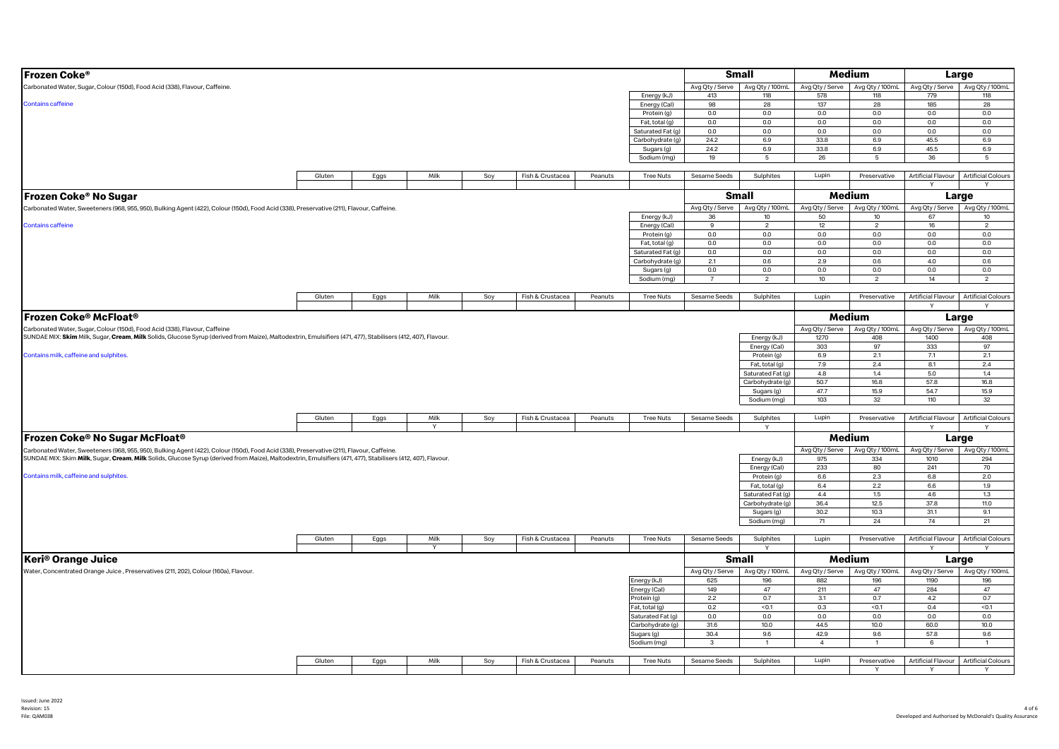## Frozen Coke®

Carbonated Water, Sugar, Colour (150d), Food Acid (338), Flavour, Caffeine.

Contains caffeine

| | Small | | Medium | | Large | |
|---|---|---|---|---|---|---|
| | Avg Qty / Serve | Avg Qty / 100mL | Avg Qty / Serve | Avg Qty / 100mL | Avg Qty / Serve | Avg Qty / 100mL |
| Energy (kJ) | 413 | 118 | 578 | 118 | 779 | 118 |
| Energy (Cal) | 98 | 28 | 137 | 28 | 185 | 28 |
| Protein (g) | 0.0 | 0.0 | 0.0 | 0.0 | 0.0 | 0.0 |
| Fat, total (g) | 0.0 | 0.0 | 0.0 | 0.0 | 0.0 | 0.0 |
| Saturated Fat (g) | 0.0 | 0.0 | 0.0 | 0.0 | 0.0 | 0.0 |
| Carbohydrate (g) | 24.2 | 6.9 | 33.8 | 6.9 | 45.5 | 6.9 |
| Sugars (g) | 24.2 | 6.9 | 33.8 | 6.9 | 45.5 | 6.9 |
| Sodium (mg) | 19 | 5 | 26 | 5 | 36 | 5 |

| Gluten | Eggs | Milk | Soy | Fish & Crustacea | Peanuts | Tree Nuts | Sesame Seeds | Sulphites | Lupin | Preservative | Artificial Flavour | Artificial Colours |
|---|---|---|---|---|---|---|---|---|---|---|---|---|
| | | | | | | | | | | | Y | Y |

## Frozen Coke® No Sugar

Carbonated Water, Sweeteners (968, 955, 950), Bulking Agent (422), Colour (150d), Food Acid (338), Preservative (211), Flavour, Caffeine.

Contains caffeine

| | Small | | Medium | | Large | |
|---|---|---|---|---|---|---|
| | Avg Qty / Serve | Avg Qty / 100mL | Avg Qty / Serve | Avg Qty / 100mL | Avg Qty / Serve | Avg Qty / 100mL |
| Energy (kJ) | 36 | 10 | 50 | 10 | 67 | 10 |
| Energy (Cal) | 9 | 2 | 12 | 2 | 16 | 2 |
| Protein (g) | 0.0 | 0.0 | 0.0 | 0.0 | 0.0 | 0.0 |
| Fat, total (g) | 0.0 | 0.0 | 0.0 | 0.0 | 0.0 | 0.0 |
| Saturated Fat (g) | 0.0 | 0.0 | 0.0 | 0.0 | 0.0 | 0.0 |
| Carbohydrate (g) | 2.1 | 0.6 | 2.9 | 0.6 | 4.0 | 0.6 |
| Sugars (g) | 0.0 | 0.0 | 0.0 | 0.0 | 0.0 | 0.0 |
| Sodium (mg) | 7 | 2 | 10 | 2 | 14 | 2 |

| Gluten | Eggs | Milk | Soy | Fish & Crustacea | Peanuts | Tree Nuts | Sesame Seeds | Sulphites | Lupin | Preservative | Artificial Flavour | Artificial Colours |
|---|---|---|---|---|---|---|---|---|---|---|---|---|
| | | | | | | | | | | | Y | Y |

## Frozen Coke® McFloat®

Carbonated Water, Sugar, Colour (150d), Food Acid (338), Flavour, Caffeine
SUNDAE MIX: **Skim** Milk, Sugar, **Cream**, **Milk** Solids, Glucose Syrup (derived from Maize), Maltodextrin, Emulsifiers (471, 477), Stabilisers (412, 407), Flavour.

Contains milk, caffeine and sulphites.

| | Medium | | Large | |
|---|---|---|---|---|
| | Avg Qty / Serve | Avg Qty / 100mL | Avg Qty / Serve | Avg Qty / 100mL |
| Energy (kJ) | 1270 | 408 | 1400 | 408 |
| Energy (Cal) | 303 | 97 | 333 | 97 |
| Protein (g) | 6.9 | 2.1 | 7.1 | 2.1 |
| Fat, total (g) | 7.9 | 2.4 | 8.1 | 2.4 |
| Saturated Fat (g) | 4.8 | 1.4 | 5.0 | 1.4 |
| Carbohydrate (g) | 50.7 | 16.8 | 57.8 | 16.8 |
| Sugars (g) | 47.7 | 15.9 | 54.7 | 15.9 |
| Sodium (mg) | 103 | 32 | 110 | 32 |

| Gluten | Eggs | Milk | Soy | Fish & Crustacea | Peanuts | Tree Nuts | Sesame Seeds | Sulphites | Lupin | Preservative | Artificial Flavour | Artificial Colours |
|---|---|---|---|---|---|---|---|---|---|---|---|---|
| | | Y | | | | | | Y | | | Y | Y |

## Frozen Coke® No Sugar McFloat®

Carbonated Water, Sweeteners (968, 955, 950), Bulking Agent (422), Colour (150d), Food Acid (338), Preservative (211), Flavour, Caffeine.
SUNDAE MIX: Skim **Milk**, Sugar, **Cream**, **Milk** Solids, Glucose Syrup (derived from Maize), Maltodextrin, Emulsifiers (471, 477), Stabilisers (412, 407), Flavour.

Contains milk, caffeine and sulphites.

| | Medium | | Large | |
|---|---|---|---|---|
| | Avg Qty / Serve | Avg Qty / 100mL | Avg Qty / Serve | Avg Qty / 100mL |
| Energy (kJ) | 975 | 334 | 1010 | 294 |
| Energy (Cal) | 233 | 80 | 241 | 70 |
| Protein (g) | 6.6 | 2.3 | 6.8 | 2.0 |
| Fat, total (g) | 6.4 | 2.2 | 6.6 | 1.9 |
| Saturated Fat (g) | 4.4 | 1.5 | 4.6 | 1.3 |
| Carbohydrate (g) | 36.4 | 12.5 | 37.8 | 11.0 |
| Sugars (g) | 30.2 | 10.3 | 31.1 | 9.1 |
| Sodium (mg) | 71 | 24 | 74 | 21 |

| Gluten | Eggs | Milk | Soy | Fish & Crustacea | Peanuts | Tree Nuts | Sesame Seeds | Sulphites | Lupin | Preservative | Artificial Flavour | Artificial Colours |
|---|---|---|---|---|---|---|---|---|---|---|---|---|
| | | Y | | | | | | Y | | | Y | Y |

## Keri® Orange Juice

Water, Concentrated Orange Juice , Preservatives (211, 202), Colour (160a), Flavour.

| | Small | | Medium | | Large | |
|---|---|---|---|---|---|---|
| | Avg Qty / Serve | Avg Qty / 100mL | Avg Qty / Serve | Avg Qty / 100mL | Avg Qty / Serve | Avg Qty / 100mL |
| Energy (kJ) | 625 | 196 | 882 | 196 | 1190 | 196 |
| Energy (Cal) | 149 | 47 | 211 | 47 | 284 | 47 |
| Protein (g) | 2.2 | 0.7 | 3.1 | 0.7 | 4.2 | 0.7 |
| Fat, total (g) | 0.2 | <0.1 | 0.3 | <0.1 | 0.4 | <0.1 |
| Saturated Fat (g) | 0.0 | 0.0 | 0.0 | 0.0 | 0.0 | 0.0 |
| Carbohydrate (g) | 31.6 | 10.0 | 44.5 | 10.0 | 60.0 | 10.0 |
| Sugars (g) | 30.4 | 9.6 | 42.9 | 9.6 | 57.8 | 9.6 |
| Sodium (mg) | 3 | 1 | 4 | 1 | 6 | 1 |

| Gluten | Eggs | Milk | Soy | Fish & Crustacea | Peanuts | Tree Nuts | Sesame Seeds | Sulphites | Lupin | Preservative | Artificial Flavour | Artificial Colours |
|---|---|---|---|---|---|---|---|---|---|---|---|---|
| | | | | | | | | | | Y | Y | Y |

Issued: June 2022
Revision: 15
File: QAM038

Developed and Authorised by McDonald's Quality Assurance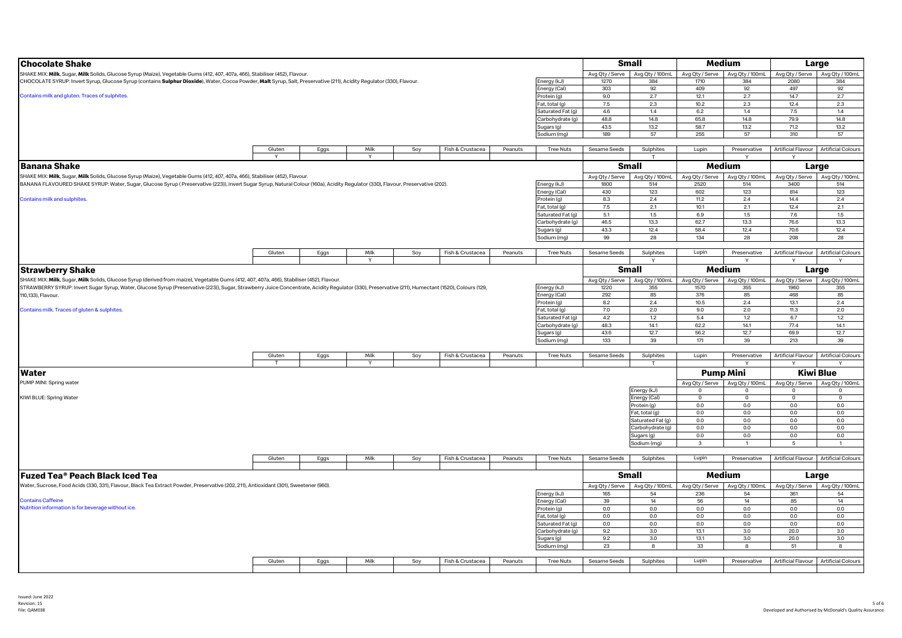## Chocolate Shake

SHAKE MIX: **Milk**, Sugar, **Milk** Solids, Glucose Syrup (Maize), Vegetable Gums (412, 407, 407a, 466), Stabiliser (452), Flavour.
CHOCOLATE SYRUP: Invert Syrup, Glucose Syrup (contains **Sulphur Dioxide**), Water, Cocoa Powder, **Malt** Syrup, Salt, Preservative (211), Acidity Regulator (330), Flavour.

Contains milk and gluten. Traces of sulphites.

| | Small | | Medium | | Large | |
|---|---|---|---|---|---|---|
| | Avg Qty / Serve | Avg Qty / 100mL | Avg Qty / Serve | Avg Qty / 100mL | Avg Qty / Serve | Avg Qty / 100mL |
| Energy (kJ) | 1270 | 384 | 1710 | 384 | 2080 | 384 |
| Energy (Cal) | 303 | 92 | 409 | 92 | 497 | 92 |
| Protein (g) | 9.0 | 2.7 | 12.1 | 2.7 | 14.7 | 2.7 |
| Fat, total (g) | 7.5 | 2.3 | 10.2 | 2.3 | 12.4 | 2.3 |
| Saturated Fat (g) | 4.6 | 1.4 | 6.2 | 1.4 | 7.5 | 1.4 |
| Carbohydrate (g) | 48.8 | 14.8 | 65.8 | 14.8 | 79.9 | 14.8 |
| Sugars (g) | 43.5 | 13.2 | 58.7 | 13.2 | 71.2 | 13.2 |
| Sodium (mg) | 189 | 57 | 255 | 57 | 310 | 57 |

| Gluten | Eggs | Milk | Soy | Fish & Crustacea | Peanuts | Tree Nuts | Sesame Seeds | Sulphites | Lupin | Preservative | Artificial Flavour | Artificial Colours |
|---|---|---|---|---|---|---|---|---|---|---|---|---|
| Y | | Y | | | | | | T | | Y | Y | |

## Banana Shake

SHAKE MIX: **Milk**, Sugar, **Milk** Solids, Glucose Syrup (Maize), Vegetable Gums (412, 407, 407a, 466), Stabiliser (452), Flavour.
BANANA FLAVOURED SHAKE SYRUP: Water, Sugar, Glucose Syrup ( Preservative (223)), Invert Sugar Syrup, Natural Colour (160a), Acidity Regulator (330), Flavour, Preservative (202).

Contains milk and sulphites.

| | Small | | Medium | | Large | |
|---|---|---|---|---|---|---|
| | Avg Qty / Serve | Avg Qty / 100mL | Avg Qty / Serve | Avg Qty / 100mL | Avg Qty / Serve | Avg Qty / 100mL |
| Energy (kJ) | 1800 | 514 | 2520 | 514 | 3400 | 514 |
| Energy (Cal) | 430 | 123 | 602 | 123 | 814 | 123 |
| Protein (g) | 8.3 | 2.4 | 11.2 | 2.4 | 14.4 | 2.4 |
| Fat, total (g) | 7.5 | 2.1 | 10.1 | 2.1 | 12.4 | 2.1 |
| Saturated Fat (g) | 5.1 | 1.5 | 6.9 | 1.5 | 7.6 | 1.5 |
| Carbohydrate (g) | 46.5 | 13.3 | 62.7 | 13.3 | 76.6 | 13.3 |
| Sugars (g) | 43.3 | 12.4 | 58.4 | 12.4 | 70.6 | 12.4 |
| Sodium (mg) | 99 | 28 | 134 | 28 | 208 | 28 |

| Gluten | Eggs | Milk | Soy | Fish & Crustacea | Peanuts | Tree Nuts | Sesame Seeds | Sulphites | Lupin | Preservative | Artificial Flavour | Artificial Colours |
|---|---|---|---|---|---|---|---|---|---|---|---|---|
| | | Y | | | | | | Y | | Y | Y | Y |

## Strawberry Shake

SHAKE MIX: **Milk**, Sugar, **Milk** Solids, Glucose Syrup (derived from maize), Vegetable Gums (412, 407, 407a, 466), Stabiliser (452), Flavour.
STRAWBERRY SYRUP: Invert Sugar Syrup, Water, Glucose Syrup (Preservative (223)), Sugar, Strawberry Juice Concentrate, Acidity Regulator (330), Preservative (211), Humectant (1520), Colours (129, 110,133), Flavour.

Contains milk. Traces of gluten & sulphites.

| | Small | | Medium | | Large | |
|---|---|---|---|---|---|---|
| | Avg Qty / Serve | Avg Qty / 100mL | Avg Qty / Serve | Avg Qty / 100mL | Avg Qty / Serve | Avg Qty / 100mL |
| Energy (kJ) | 1220 | 355 | 1570 | 355 | 1960 | 355 |
| Energy (Cal) | 292 | 85 | 376 | 85 | 468 | 85 |
| Protein (g) | 8.2 | 2.4 | 10.5 | 2.4 | 13.1 | 2.4 |
| Fat, total (g) | 7.0 | 2.0 | 9.0 | 2.0 | 11.3 | 2.0 |
| Saturated Fat (g) | 4.2 | 1.2 | 5.4 | 1.2 | 6.7 | 1.2 |
| Carbohydrate (g) | 48.3 | 14.1 | 62.2 | 14.1 | 77.4 | 14.1 |
| Sugars (g) | 43.6 | 12.7 | 56.2 | 12.7 | 69.9 | 12.7 |
| Sodium (mg) | 133 | 39 | 171 | 39 | 213 | 39 |

| Gluten | Eggs | Milk | Soy | Fish & Crustacea | Peanuts | Tree Nuts | Sesame Seeds | Sulphites | Lupin | Preservative | Artificial Flavour | Artificial Colours |
|---|---|---|---|---|---|---|---|---|---|---|---|---|
| T | | Y | | | | | | T | | Y | Y | Y |

## Water

PUMP MINI: Spring water

KIWI BLUE: Spring Water

| | Pump Mini | | Kiwi Blue | |
|---|---|---|---|---|
| | Avg Qty / Serve | Avg Qty / 100mL | Avg Qty / Serve | Avg Qty / 100mL |
| Energy (kJ) | 0 | 0 | 0 | 0 |
| Energy (Cal) | 0 | 0 | 0 | 0 |
| Protein (g) | 0.0 | 0.0 | 0.0 | 0.0 |
| Fat, total (g) | 0.0 | 0.0 | 0.0 | 0.0 |
| Saturated Fat (g) | 0.0 | 0.0 | 0.0 | 0.0 |
| Carbohydrate (g) | 0.0 | 0.0 | 0.0 | 0.0 |
| Sugars (g) | 0.0 | 0.0 | 0.0 | 0.0 |
| Sodium (mg) | 3 | 1 | 5 | 1 |

| Gluten | Eggs | Milk | Soy | Fish & Crustacea | Peanuts | Tree Nuts | Sesame Seeds | Sulphites | Lupin | Preservative | Artificial Flavour | Artificial Colours |
|---|---|---|---|---|---|---|---|---|---|---|---|---|
| | | | | | | | | | | | | |

## Fuzed Tea® Peach Black Iced Tea

Water, Sucrose, Food Acids (330, 331), Flavour, Black Tea Extract Powder, Preservative (202, 211), Antioxidant (301), Sweetener (960).

Contains Caffeine
Nutrition information is for beverage without ice.

| | Small | | Medium | | Large | |
|---|---|---|---|---|---|---|
| | Avg Qty / Serve | Avg Qty / 100mL | Avg Qty / Serve | Avg Qty / 100mL | Avg Qty / Serve | Avg Qty / 100mL |
| Energy (kJ) | 165 | 54 | 236 | 54 | 361 | 54 |
| Energy (Cal) | 39 | 14 | 56 | 14 | 85 | 14 |
| Protein (g) | 0.0 | 0.0 | 0.0 | 0.0 | 0.0 | 0.0 |
| Fat, total (g) | 0.0 | 0.0 | 0.0 | 0.0 | 0.0 | 0.0 |
| Saturated Fat (g) | 0.0 | 0.0 | 0.0 | 0.0 | 0.0 | 0.0 |
| Carbohydrate (g) | 9.2 | 3.0 | 13.1 | 3.0 | 20.0 | 3.0 |
| Sugars (g) | 9.2 | 3.0 | 13.1 | 3.0 | 20.0 | 3.0 |
| Sodium (mg) | 23 | 8 | 33 | 8 | 51 | 8 |

| Gluten | Eggs | Milk | Soy | Fish & Crustacea | Peanuts | Tree Nuts | Sesame Seeds | Sulphites | Lupin | Preservative | Artificial Flavour | Artificial Colours |
|---|---|---|---|---|---|---|---|---|---|---|---|---|
| | | | | | | | | | | | | |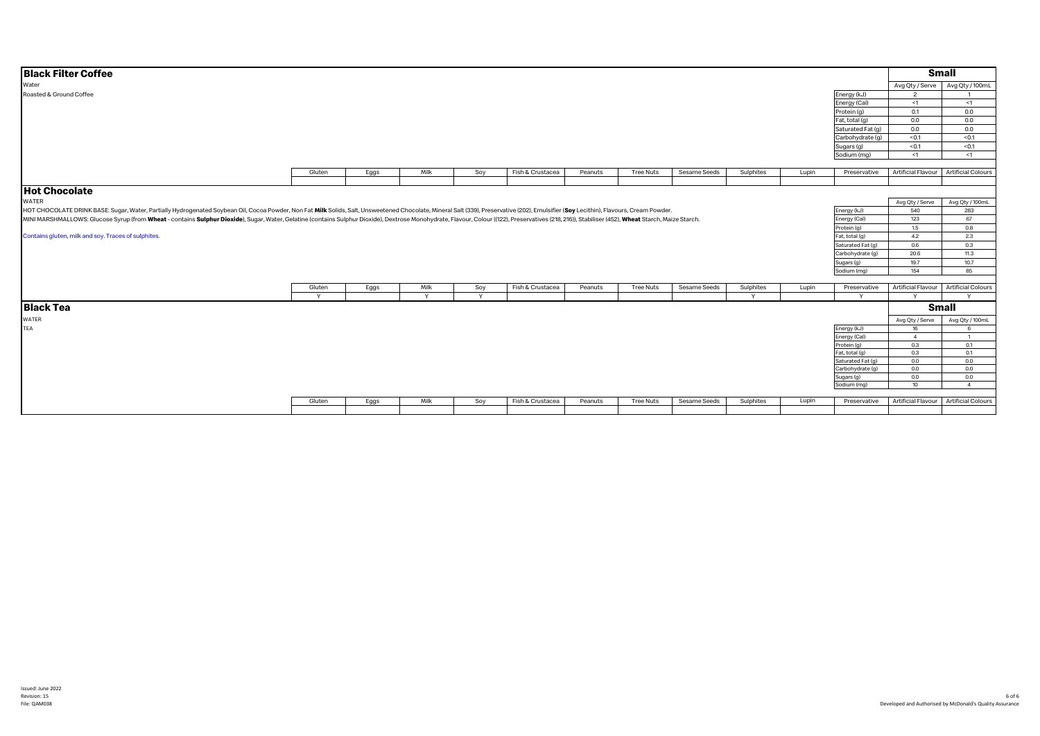## Black Filter Coffee

Water

Roasted & Ground Coffee

| | Small | |
|---|---|---|
| | Avg Qty / Serve | Avg Qty / 100mL |
| Energy (kJ) | 2 | 1 |
| Energy (Cal) | <1 | <1 |
| Protein (g) | 0.1 | 0.0 |
| Fat, total (g) | 0.0 | 0.0 |
| Saturated Fat (g) | 0.0 | 0.0 |
| Carbohydrate (g) | <0.1 | <0.1 |
| Sugars (g) | <0.1 | <0.1 |
| Sodium (mg) | <1 | <1 |

| Gluten | Eggs | Milk | Soy | Fish & Crustacea | Peanuts | Tree Nuts | Sesame Seeds | Sulphites | Lupin | Preservative | Artificial Flavour | Artificial Colours |
|---|---|---|---|---|---|---|---|---|---|---|---|---|
| | | | | | | | | | | | | |

## Hot Chocolate

WATER

HOT CHOCOLATE DRINK BASE: Sugar, Water, Partially Hydrogenated Soybean Oil, Cocoa Powder, Non Fat **Milk** Solids, Salt, Unsweetened Chocolate, Mineral Salt (339), Preservative (202), Emulsifier (**Soy** Lecithin), Flavours, Cream Powder.

MINI MARSHMALLOWS: Glucose Syrup (from **Wheat** - contains **Sulphur Dioxide**), Sugar, Water, Gelatine (contains Sulphur Dioxide), Dextrose Monohydrate, Flavour, Colour ((122), Preservatives (218, 216)), Stabiliser (452), **Wheat** Starch, Maize Starch.

Contains gluten, milk and soy. Traces of sulphites.

| | Avg Qty / Serve | Avg Qty / 100mL |
|---|---|---|
| Energy (kJ) | 540 | 283 |
| Energy (Cal) | 123 | 67 |
| Protein (g) | 1.5 | 0.8 |
| Fat, total (g) | 4.2 | 2.3 |
| Saturated Fat (g) | 0.6 | 0.3 |
| Carbohydrate (g) | 20.6 | 11.3 |
| Sugars (g) | 19.7 | 10.7 |
| Sodium (mg) | 154 | 85 |

| Gluten | Eggs | Milk | Soy | Fish & Crustacea | Peanuts | Tree Nuts | Sesame Seeds | Sulphites | Lupin | Preservative | Artificial Flavour | Artificial Colours |
|---|---|---|---|---|---|---|---|---|---|---|---|---|
| Y | | Y | Y | | | | | Y | | Y | Y | Y |

## Black Tea

WATER

TEA

| | Small | |
|---|---|---|
| | Avg Qty / Serve | Avg Qty / 100mL |
| Energy (kJ) | 16 | 6 |
| Energy (Cal) | 4 | 1 |
| Protein (g) | 0.3 | 0.1 |
| Fat, total (g) | 0.3 | 0.1 |
| Saturated Fat (g) | 0.0 | 0.0 |
| Carbohydrate (g) | 0.0 | 0.0 |
| Sugars (g) | 0.0 | 0.0 |
| Sodium (mg) | 10 | 4 |

| Gluten | Eggs | Milk | Soy | Fish & Crustacea | Peanuts | Tree Nuts | Sesame Seeds | Sulphites | Lupin | Preservative | Artificial Flavour | Artificial Colours |
|---|---|---|---|---|---|---|---|---|---|---|---|---|
| | | | | | | | | | | | | |

Issued: June 2022
Revision: 15
File: QAM038

Developed and Authorised by McDonald's Quality Assurance